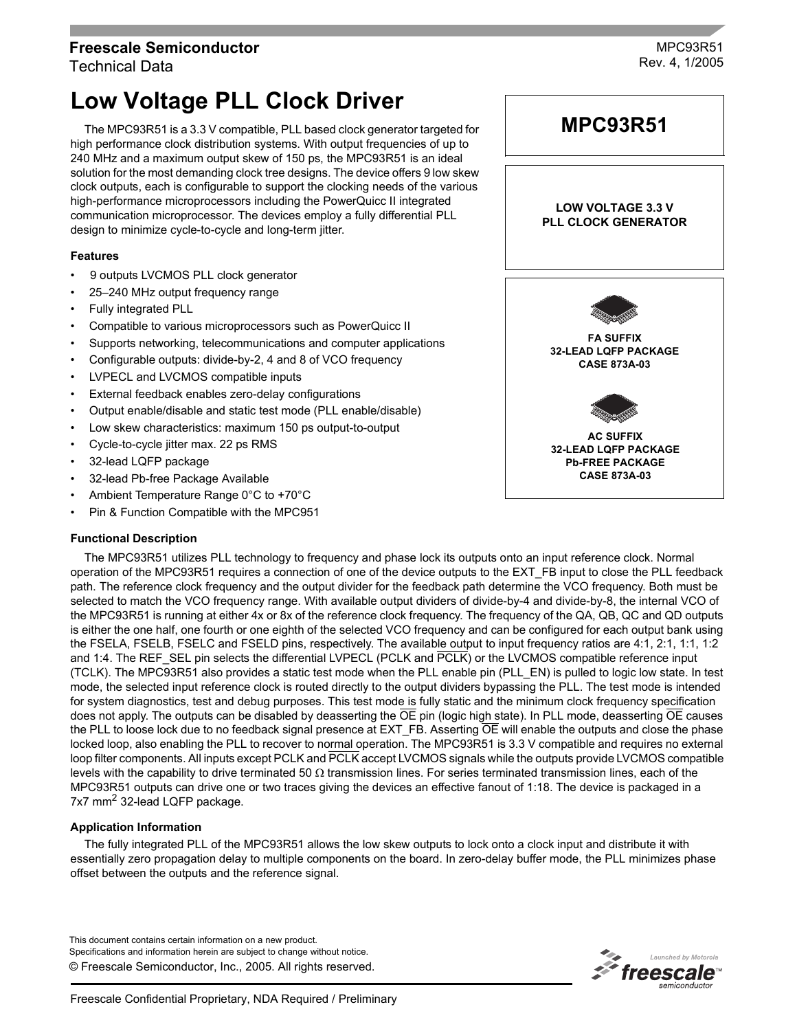Freescale Semiconductor
Technical Data

MPC93R51
Rev. 4, 1/2005

# Low Voltage PLL Clock Driver

The MPC93R51 is a 3.3 V compatible, PLL based clock generator targeted for high performance clock distribution systems. With output frequencies of up to 240 MHz and a maximum output skew of 150 ps, the MPC93R51 is an ideal solution for the most demanding clock tree designs. The device offers 9 low skew clock outputs, each is configurable to support the clocking needs of the various high-performance microprocessors including the PowerQuicc II integrated communication microprocessor. The devices employ a fully differential PLL design to minimize cycle-to-cycle and long-term jitter.

**MPC93R51**

**LOW VOLTAGE 3.3 V PLL CLOCK GENERATOR**

**FA SUFFIX**
**32-LEAD LQFP PACKAGE**
**CASE 873A-03**

**AC SUFFIX**
**32-LEAD LQFP PACKAGE**
**Pb-FREE PACKAGE**
**CASE 873A-03**

### Features

- 9 outputs LVCMOS PLL clock generator
- 25–240 MHz output frequency range
- Fully integrated PLL
- Compatible to various microprocessors such as PowerQuicc II
- Supports networking, telecommunications and computer applications
- Configurable outputs: divide-by-2, 4 and 8 of VCO frequency
- LVPECL and LVCMOS compatible inputs
- External feedback enables zero-delay configurations
- Output enable/disable and static test mode (PLL enable/disable)
- Low skew characteristics: maximum 150 ps output-to-output
- Cycle-to-cycle jitter max. 22 ps RMS
- 32-lead LQFP package
- 32-lead Pb-free Package Available
- Ambient Temperature Range 0°C to +70°C
- Pin & Function Compatible with the MPC951

### Functional Description

The MPC93R51 utilizes PLL technology to frequency and phase lock its outputs onto an input reference clock. Normal operation of the MPC93R51 requires a connection of one of the device outputs to the EXT_FB input to close the PLL feedback path. The reference clock frequency and the output divider for the feedback path determine the VCO frequency. Both must be selected to match the VCO frequency range. With available output dividers of divide-by-4 and divide-by-8, the internal VCO of the MPC93R51 is running at either 4x or 8x of the reference clock frequency. The frequency of the QA, QB, QC and QD outputs is either the one half, one fourth or one eighth of the selected VCO frequency and can be configured for each output bank using the FSELA, FSELB, FSELC and FSELD pins, respectively. The available output to input frequency ratios are 4:1, 2:1, 1:1, 1:2 and 1:4. The REF_SEL pin selects the differential LVPECL (PCLK and $\overline{\text{PCLK}}$) or the LVCMOS compatible reference input (TCLK). The MPC93R51 also provides a static test mode when the PLL enable pin (PLL_EN) is pulled to logic low state. In test mode, the selected input reference clock is routed directly to the output dividers bypassing the PLL. The test mode is intended for system diagnostics, test and debug purposes. This test mode is fully static and the minimum clock frequency specification does not apply. The outputs can be disabled by deasserting the $\overline{\text{OE}}$ pin (logic high state). In PLL mode, deasserting $\overline{\text{OE}}$ causes the PLL to loose lock due to no feedback signal presence at EXT_FB. Asserting $\overline{\text{OE}}$ will enable the outputs and close the phase locked loop, also enabling the PLL to recover to normal operation. The MPC93R51 is 3.3 V compatible and requires no external loop filter components. All inputs except PCLK and $\overline{\text{PCLK}}$ accept LVCMOS signals while the outputs provide LVCMOS compatible levels with the capability to drive terminated 50 Ω transmission lines. For series terminated transmission lines, each of the MPC93R51 outputs can drive one or two traces giving the devices an effective fanout of 1:18. The device is packaged in a 7x7 $mm^2$ 32-lead LQFP package.

### Application Information

The fully integrated PLL of the MPC93R51 allows the low skew outputs to lock onto a clock input and distribute it with essentially zero propagation delay to multiple components on the board. In zero-delay buffer mode, the PLL minimizes phase offset between the outputs and the reference signal.

This document contains certain information on a new product.
Specifications and information herein are subject to change without notice.
© Freescale Semiconductor, Inc., 2005. All rights reserved.

Freescale Confidential Proprietary, NDA Required / Preliminary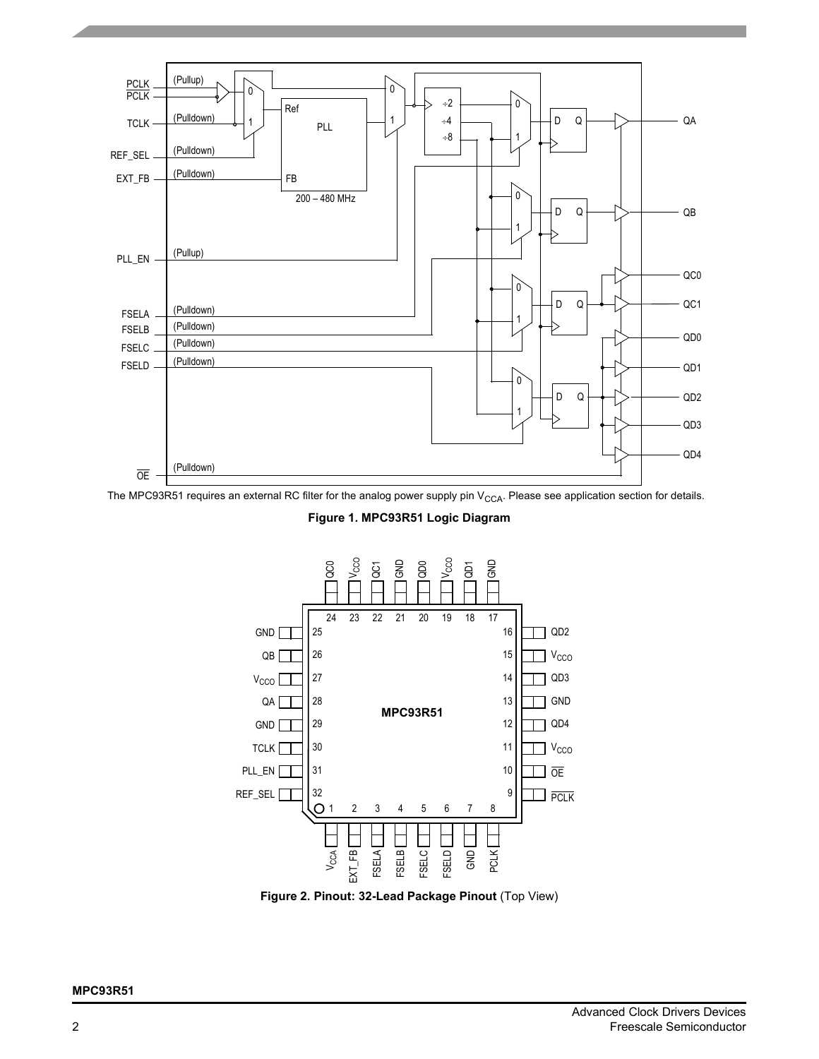The MPC93R51 requires an external RC filter for the analog power supply pin $V_{CCA}$. Please see application section for details.

**Figure 1. MPC93R51 Logic Diagram**

**Figure 2. Pinout: 32-Lead Package Pinout** (Top View)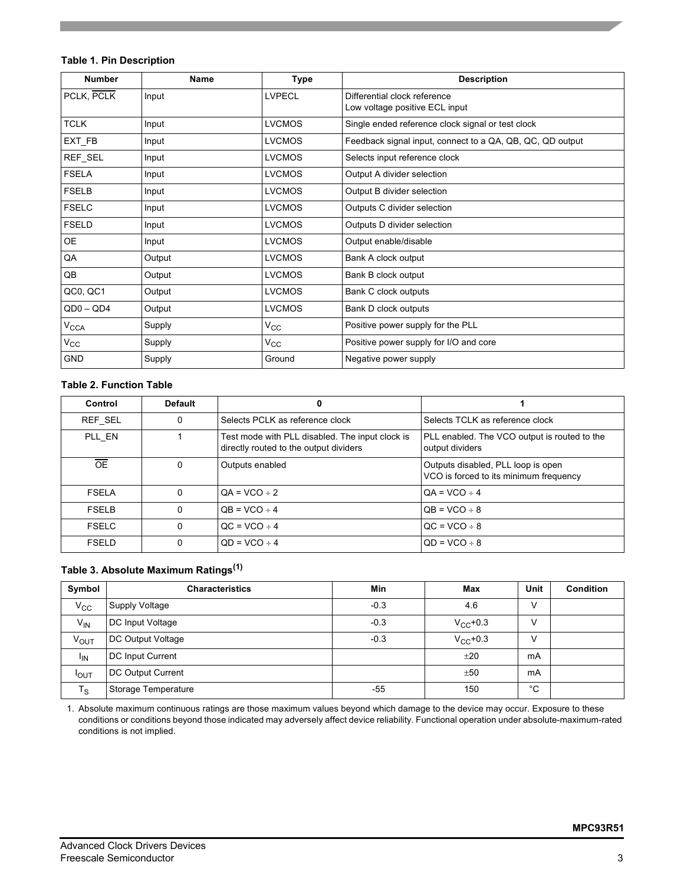**Table 1. Pin Description**

| Number | Name | Type | Description |
|---|---|---|---|
| PCLK, $\overline{PCLK}$ | Input | LVPECL | Differential clock reference<br>Low voltage positive ECL input |
| TCLK | Input | LVCMOS | Single ended reference clock signal or test clock |
| EXT_FB | Input | LVCMOS | Feedback signal input, connect to a QA, QB, QC, QD output |
| REF_SEL | Input | LVCMOS | Selects input reference clock |
| FSELA | Input | LVCMOS | Output A divider selection |
| FSELB | Input | LVCMOS | Output B divider selection |
| FSELC | Input | LVCMOS | Outputs C divider selection |
| FSELD | Input | LVCMOS | Outputs D divider selection |
| OE | Input | LVCMOS | Output enable/disable |
| QA | Output | LVCMOS | Bank A clock output |
| QB | Output | LVCMOS | Bank B clock output |
| QC0, QC1 | Output | LVCMOS | Bank C clock outputs |
| QD0 – QD4 | Output | LVCMOS | Bank D clock outputs |
| $V_{CCA}$ | Supply | $V_{CC}$ | Positive power supply for the PLL |
| $V_{CC}$ | Supply | $V_{CC}$ | Positive power supply for I/O and core |
| GND | Supply | Ground | Negative power supply |

**Table 2. Function Table**

| Control | Default | 0 | 1 |
|---|---|---|---|
| REF_SEL | 0 | Selects PCLK as reference clock | Selects TCLK as reference clock |
| PLL_EN | 1 | Test mode with PLL disabled. The input clock is directly routed to the output dividers | PLL enabled. The VCO output is routed to the output dividers |
| $\overline{OE}$ | 0 | Outputs enabled | Outputs disabled, PLL loop is open<br>VCO is forced to its minimum frequency |
| FSELA | 0 | QA = VCO ÷ 2 | QA = VCO ÷ 4 |
| FSELB | 0 | QB = VCO ÷ 4 | QB = VCO ÷ 8 |
| FSELC | 0 | QC = VCO ÷ 4 | QC = VCO ÷ 8 |
| FSELD | 0 | QD = VCO ÷ 4 | QD = VCO ÷ 8 |

**Table 3. Absolute Maximum Ratings[1]**

| Symbol | Characteristics | Min | Max | Unit | Condition |
|---|---|---|---|---|---|
| $V_{CC}$ | Supply Voltage | -0.3 | 4.6 | V | |
| $V_{IN}$ | DC Input Voltage | -0.3 | $V_{CC}$+0.3 | V | |
| $V_{OUT}$ | DC Output Voltage | -0.3 | $V_{CC}$+0.3 | V | |
| $I_{IN}$ | DC Input Current | | ±20 | mA | |
| $I_{OUT}$ | DC Output Current | | ±50 | mA | |
| $T_S$ | Storage Temperature | -55 | 150 | °C | |

1. Absolute maximum continuous ratings are those maximum values beyond which damage to the device may occur. Exposure to these conditions or conditions beyond those indicated may adversely affect device reliability. Functional operation under absolute-maximum-rated conditions is not implied.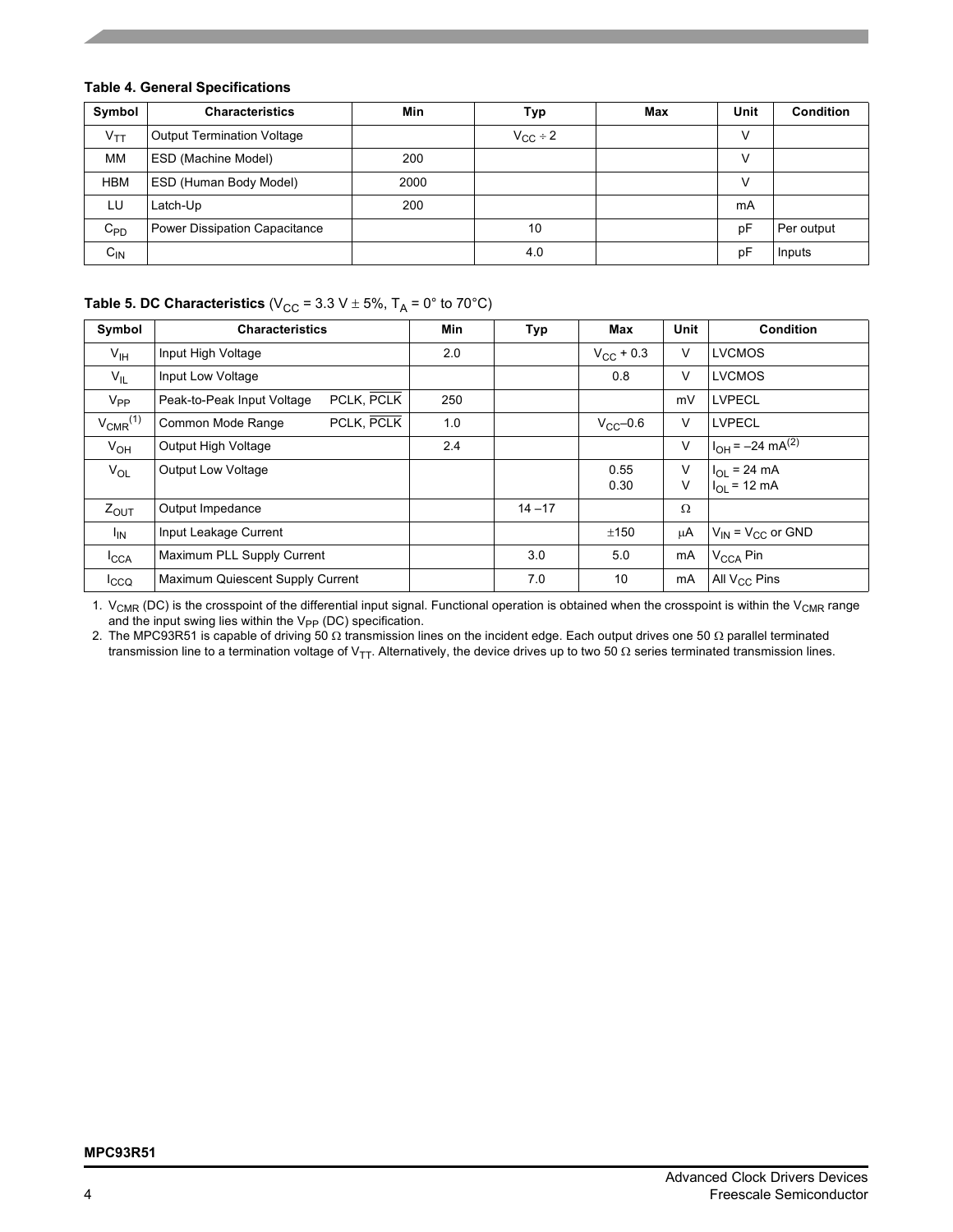**Table 4. General Specifications**

| Symbol | Characteristics | Min | Typ | Max | Unit | Condition |
|---|---|---|---|---|---|---|
| $V_{TT}$ | Output Termination Voltage | | $V_{CC} \div 2$ | | V | |
| MM | ESD (Machine Model) | 200 | | | V | |
| HBM | ESD (Human Body Model) | 2000 | | | V | |
| LU | Latch-Up | 200 | | | mA | |
| $C_{PD}$ | Power Dissipation Capacitance | | 10 | | pF | Per output |
| $C_{IN}$ | | | 4.0 | | pF | Inputs |

**Table 5. DC Characteristics** ($V_{CC}$ = 3.3 V ± 5%, $T_A$ = 0° to 70°C)

| Symbol | Characteristics | Min | Typ | Max | Unit | Condition |
|---|---|---|---|---|---|---|
| $V_{IH}$ | Input High Voltage | 2.0 | | $V_{CC}$ + 0.3 | V | LVCMOS |
| $V_{IL}$ | Input Low Voltage | | | 0.8 | V | LVCMOS |
| $V_{PP}$ | Peak-to-Peak Input Voltage PCLK, $\overline{PCLK}$ | 250 | | | mV | LVPECL |
| $V_{CMR}$[1] | Common Mode Range PCLK, $\overline{PCLK}$ | 1.0 | | $V_{CC}$–0.6 | V | LVPECL |
| $V_{OH}$ | Output High Voltage | 2.4 | | | V | $I_{OH}$ = –24 mA[2] |
| $V_{OL}$ | Output Low Voltage | | | 0.55<br>0.30 | V<br>V | $I_{OL}$ = 24 mA<br>$I_{OL}$ = 12 mA |
| $Z_{OUT}$ | Output Impedance | | 14 –17 | | Ω | |
| $I_{IN}$ | Input Leakage Current | | | ±150 | μA | $V_{IN}$ = $V_{CC}$ or GND |
| $I_{CCA}$ | Maximum PLL Supply Current | | 3.0 | 5.0 | mA | $V_{CCA}$ Pin |
| $I_{CCQ}$ | Maximum Quiescent Supply Current | | 7.0 | 10 | mA | All $V_{CC}$ Pins |

1. $V_{CMR}$ (DC) is the crosspoint of the differential input signal. Functional operation is obtained when the crosspoint is within the $V_{CMR}$ range and the input swing lies within the $V_{PP}$ (DC) specification.
2. The MPC93R51 is capable of driving 50 Ω transmission lines on the incident edge. Each output drives one 50 Ω parallel terminated transmission line to a termination voltage of $V_{TT}$. Alternatively, the device drives up to two 50 Ω series terminated transmission lines.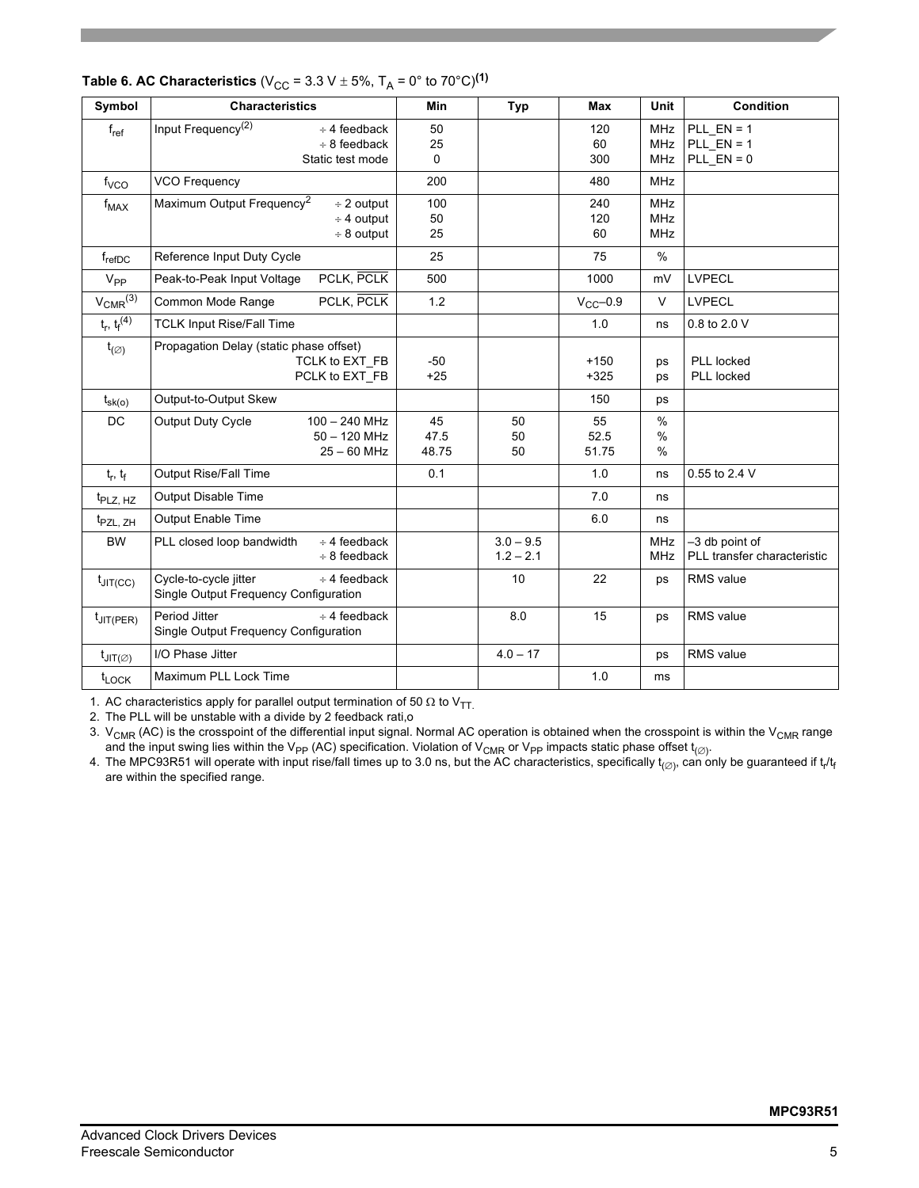**Table 6. AC Characteristics** ($V_{CC}$ = 3.3 V ± 5%, $T_A$ = 0° to 70°C)**(1)**

| Symbol | Characteristics | | Min | Typ | Max | Unit | Condition |
|---|---|---|---|---|---|---|---|
| $f_{ref}$ | Input Frequency(2) | ÷ 4 feedback<br>÷ 8 feedback<br>Static test mode | 50<br>25<br>0 | | 120<br>60<br>300 | MHz<br>MHz<br>MHz | PLL_EN = 1<br>PLL_EN = 1<br>PLL_EN = 0 |
| $f_{VCO}$ | VCO Frequency | | 200 | | 480 | MHz | |
| $f_{MAX}$ | Maximum Output Frequency2 | ÷ 2 output<br>÷ 4 output<br>÷ 8 output | 100<br>50<br>25 | | 240<br>120<br>60 | MHz<br>MHz<br>MHz | |
| $f_{refDC}$ | Reference Input Duty Cycle | | 25 | | 75 | % | |
| $V_{PP}$ | Peak-to-Peak Input Voltage | PCLK, $\overline{PCLK}$ | 500 | | 1000 | mV | LVPECL |
| $V_{CMR}$(3) | Common Mode Range | PCLK, $\overline{PCLK}$ | 1.2 | | $V_{CC}$–0.9 | V | LVPECL |
| $t_r$, $t_f$(4) | TCLK Input Rise/Fall Time | | | | 1.0 | ns | 0.8 to 2.0 V |
| $t_{(\varnothing)}$ | Propagation Delay (static phase offset) | TCLK to EXT_FB<br>PCLK to EXT_FB | -50<br>+25 | | +150<br>+325 | ps<br>ps | PLL locked<br>PLL locked |
| $t_{sk(o)}$ | Output-to-Output Skew | | | | 150 | ps | |
| DC | Output Duty Cycle | 100 – 240 MHz<br>50 – 120 MHz<br>25 – 60 MHz | 45<br>47.5<br>48.75 | 50<br>50<br>50 | 55<br>52.5<br>51.75 | %<br>%<br>% | |
| $t_r$, $t_f$ | Output Rise/Fall Time | | 0.1 | | 1.0 | ns | 0.55 to 2.4 V |
| $t_{PLZ, HZ}$ | Output Disable Time | | | | 7.0 | ns | |
| $t_{PZL, ZH}$ | Output Enable Time | | | | 6.0 | ns | |
| BW | PLL closed loop bandwidth | ÷ 4 feedback<br>÷ 8 feedback | | 3.0 – 9.5<br>1.2 – 2.1 | | MHz<br>MHz | –3 db point of PLL transfer characteristic |
| $t_{JIT(CC)}$ | Cycle-to-cycle jitter<br>Single Output Frequency Configuration | ÷ 4 feedback | | 10 | 22 | ps | RMS value |
| $t_{JIT(PER)}$ | Period Jitter<br>Single Output Frequency Configuration | ÷ 4 feedback | | 8.0 | 15 | ps | RMS value |
| $t_{JIT(\varnothing)}$ | I/O Phase Jitter | | | 4.0 – 17 | | ps | RMS value |
| $t_{LOCK}$ | Maximum PLL Lock Time | | | | 1.0 | ms | |

1. AC characteristics apply for parallel output termination of 50 Ω to $V_{TT}$.
2. The PLL will be unstable with a divide by 2 feedback rati,o
3. $V_{CMR}$ (AC) is the crosspoint of the differential input signal. Normal AC operation is obtained when the crosspoint is within the $V_{CMR}$ range and the input swing lies within the $V_{PP}$ (AC) specification. Violation of $V_{CMR}$ or $V_{PP}$ impacts static phase offset $t_{(\varnothing)}$.
4. The MPC93R51 will operate with input rise/fall times up to 3.0 ns, but the AC characteristics, specifically $t_{(\varnothing)}$, can only be guaranteed if $t_r$/$t_f$ are within the specified range.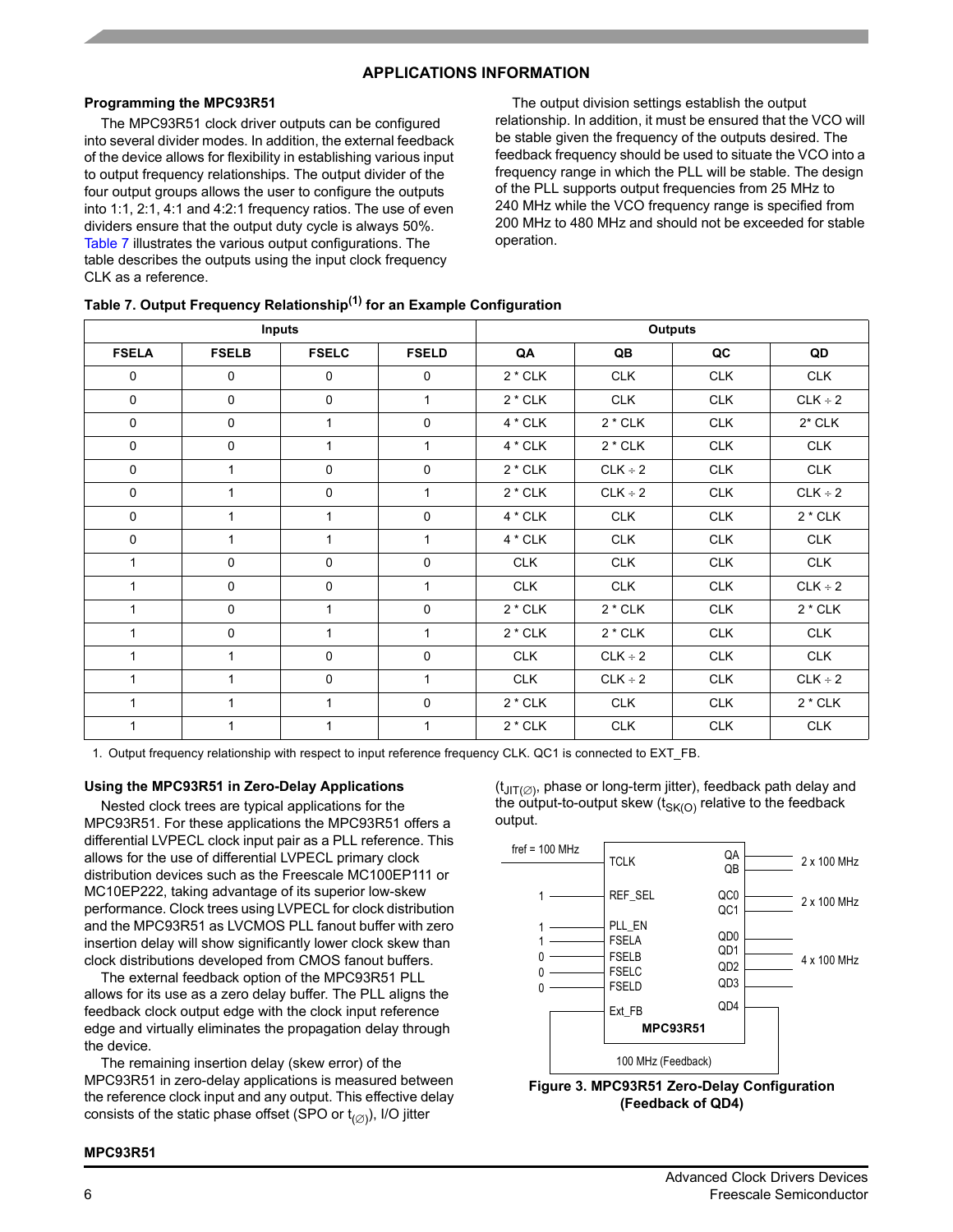## APPLICATIONS INFORMATION

### Programming the MPC93R51

The MPC93R51 clock driver outputs can be configured into several divider modes. In addition, the external feedback of the device allows for flexibility in establishing various input to output frequency relationships. The output divider of the four output groups allows the user to configure the outputs into 1:1, 2:1, 4:1 and 4:2:1 frequency ratios. The use of even dividers ensure that the output duty cycle is always 50%. Table 7 illustrates the various output configurations. The table describes the outputs using the input clock frequency CLK as a reference.

The output division settings establish the output relationship. In addition, it must be ensured that the VCO will be stable given the frequency of the outputs desired. The feedback frequency should be used to situate the VCO into a frequency range in which the PLL will be stable. The design of the PLL supports output frequencies from 25 MHz to 240 MHz while the VCO frequency range is specified from 200 MHz to 480 MHz and should not be exceeded for stable operation.

**Table 7. Output Frequency Relationship[1] for an Example Configuration**

| Inputs | | | | Outputs | | | |
|---|---|---|---|---|---|---|---|
| FSELA | FSELB | FSELC | FSELD | QA | QB | QC | QD |
| 0 | 0 | 0 | 0 | 2 * CLK | CLK | CLK | CLK |
| 0 | 0 | 0 | 1 | 2 * CLK | CLK | CLK | CLK ÷ 2 |
| 0 | 0 | 1 | 0 | 4 * CLK | 2 * CLK | CLK | 2* CLK |
| 0 | 0 | 1 | 1 | 4 * CLK | 2 * CLK | CLK | CLK |
| 0 | 1 | 0 | 0 | 2 * CLK | CLK ÷ 2 | CLK | CLK |
| 0 | 1 | 0 | 1 | 2 * CLK | CLK ÷ 2 | CLK | CLK ÷ 2 |
| 0 | 1 | 1 | 0 | 4 * CLK | CLK | CLK | 2 * CLK |
| 0 | 1 | 1 | 1 | 4 * CLK | CLK | CLK | CLK |
| 1 | 0 | 0 | 0 | CLK | CLK | CLK | CLK |
| 1 | 0 | 0 | 1 | CLK | CLK | CLK | CLK ÷ 2 |
| 1 | 0 | 1 | 0 | 2 * CLK | 2 * CLK | CLK | 2 * CLK |
| 1 | 0 | 1 | 1 | 2 * CLK | 2 * CLK | CLK | CLK |
| 1 | 1 | 0 | 0 | CLK | CLK ÷ 2 | CLK | CLK |
| 1 | 1 | 0 | 1 | CLK | CLK ÷ 2 | CLK | CLK ÷ 2 |
| 1 | 1 | 1 | 0 | 2 * CLK | CLK | CLK | 2 * CLK |
| 1 | 1 | 1 | 1 | 2 * CLK | CLK | CLK | CLK |

1. Output frequency relationship with respect to input reference frequency CLK. QC1 is connected to EXT_FB.

### Using the MPC93R51 in Zero-Delay Applications

Nested clock trees are typical applications for the MPC93R51. For these applications the MPC93R51 offers a differential LVPECL clock input pair as a PLL reference. This allows for the use of differential LVPECL primary clock distribution devices such as the Freescale MC100EP111 or MC10EP222, taking advantage of its superior low-skew performance. Clock trees using LVPECL for clock distribution and the MPC93R51 as LVCMOS PLL fanout buffer with zero insertion delay will show significantly lower clock skew than clock distributions developed from CMOS fanout buffers.

The external feedback option of the MPC93R51 PLL allows for its use as a zero delay buffer. The PLL aligns the feedback clock output edge with the clock input reference edge and virtually eliminates the propagation delay through the device.

The remaining insertion delay (skew error) of the MPC93R51 in zero-delay applications is measured between the reference clock input and any output. This effective delay consists of the static phase offset (SPO or $t_{(\varnothing)}$), I/O jitter ($t_{JIT(\varnothing)}$, phase or long-term jitter), feedback path delay and the output-to-output skew ($t_{SK(O)}$ relative to the feedback output.

fref = 100 MHz → TCLK; 1 → REF_SEL; 1 → PLL_EN; 1 → FSELA; 0 → FSELB; 0 → FSELC; 0 → FSELD; Ext_FB. QA, QB: 2 x 100 MHz; QC0, QC1: 2 x 100 MHz; QD0–QD3: 4 x 100 MHz; QD4: 100 MHz (Feedback). MPC93R51

**Figure 3. MPC93R51 Zero-Delay Configuration (Feedback of QD4)**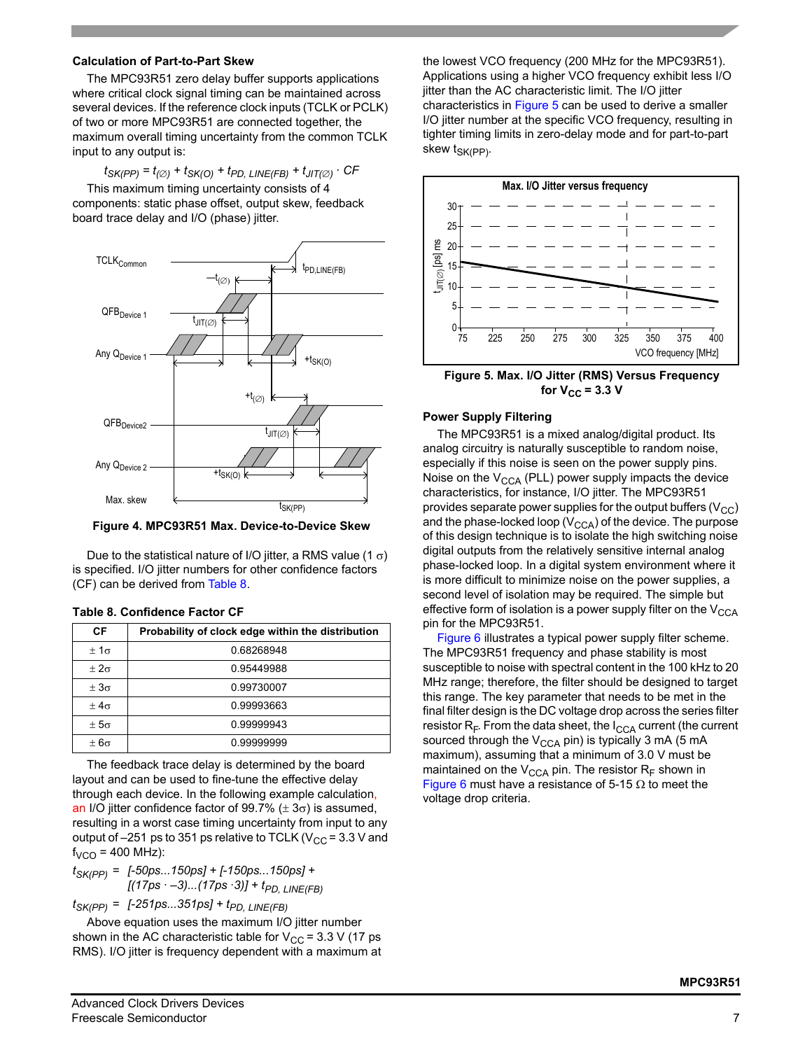### Calculation of Part-to-Part Skew

The MPC93R51 zero delay buffer supports applications where critical clock signal timing can be maintained across several devices. If the reference clock inputs (TCLK or PCLK) of two or more MPC93R51 are connected together, the maximum overall timing uncertainty from the common TCLK input to any output is:

$$t_{SK(PP)} = t_{(\varnothing)} + t_{SK(O)} + t_{PD,\ LINE(FB)} + t_{JIT(\varnothing)} \cdot CF$$

This maximum timing uncertainty consists of 4 components: static phase offset, output skew, feedback board trace delay and I/O (phase) jitter.

**Figure 4. MPC93R51 Max. Device-to-Device Skew**

Due to the statistical nature of I/O jitter, a RMS value (1 σ) is specified. I/O jitter numbers for other confidence factors (CF) can be derived from Table 8.

**Table 8. Confidence Factor CF**

| CF | Probability of clock edge within the distribution |
|---|---|
| ± 1σ | 0.68268948 |
| ± 2σ | 0.95449988 |
| ± 3σ | 0.99730007 |
| ± 4σ | 0.99993663 |
| ± 5σ | 0.99999943 |
| ± 6σ | 0.99999999 |

The feedback trace delay is determined by the board layout and can be used to fine-tune the effective delay through each device. In the following example calculation, an I/O jitter confidence factor of 99.7% (± 3σ) is assumed, resulting in a worst case timing uncertainty from input to any output of –251 ps to 351 ps relative to TCLK ($V_{CC}$ = 3.3 V and $f_{VCO}$ = 400 MHz):

$$t_{SK(PP)} = [-50ps...150ps] + [-150ps...150ps] + [(17ps \cdot -3)...(17ps \cdot 3)] + t_{PD,\ LINE(FB)}$$

$$t_{SK(PP)} = [-251ps...351ps] + t_{PD,\ LINE(FB)}$$

Above equation uses the maximum I/O jitter number shown in the AC characteristic table for $V_{CC}$ = 3.3 V (17 ps RMS). I/O jitter is frequency dependent with a maximum at the lowest VCO frequency (200 MHz for the MPC93R51). Applications using a higher VCO frequency exhibit less I/O jitter than the AC characteristic limit. The I/O jitter characteristics in Figure 5 can be used to derive a smaller I/O jitter number at the specific VCO frequency, resulting in tighter timing limits in zero-delay mode and for part-to-part skew $t_{SK(PP)}$.

**Figure 5. Max. I/O Jitter (RMS) Versus Frequency for $V_{CC}$ = 3.3 V**

### Power Supply Filtering

The MPC93R51 is a mixed analog/digital product. Its analog circuitry is naturally susceptible to random noise, especially if this noise is seen on the power supply pins. Noise on the $V_{CCA}$ (PLL) power supply impacts the device characteristics, for instance, I/O jitter. The MPC93R51 provides separate power supplies for the output buffers ($V_{CC}$) and the phase-locked loop ($V_{CCA}$) of the device. The purpose of this design technique is to isolate the high switching noise digital outputs from the relatively sensitive internal analog phase-locked loop. In a digital system environment where it is more difficult to minimize noise on the power supplies, a second level of isolation may be required. The simple but effective form of isolation is a power supply filter on the $V_{CCA}$ pin for the MPC93R51.

Figure 6 illustrates a typical power supply filter scheme. The MPC93R51 frequency and phase stability is most susceptible to noise with spectral content in the 100 kHz to 20 MHz range; therefore, the filter should be designed to target this range. The key parameter that needs to be met in the final filter design is the DC voltage drop across the series filter resistor $R_F$. From the data sheet, the $I_{CCA}$ current (the current sourced through the $V_{CCA}$ pin) is typically 3 mA (5 mA maximum), assuming that a minimum of 3.0 V must be maintained on the $V_{CCA}$ pin. The resistor $R_F$ shown in Figure 6 must have a resistance of 5-15 Ω to meet the voltage drop criteria.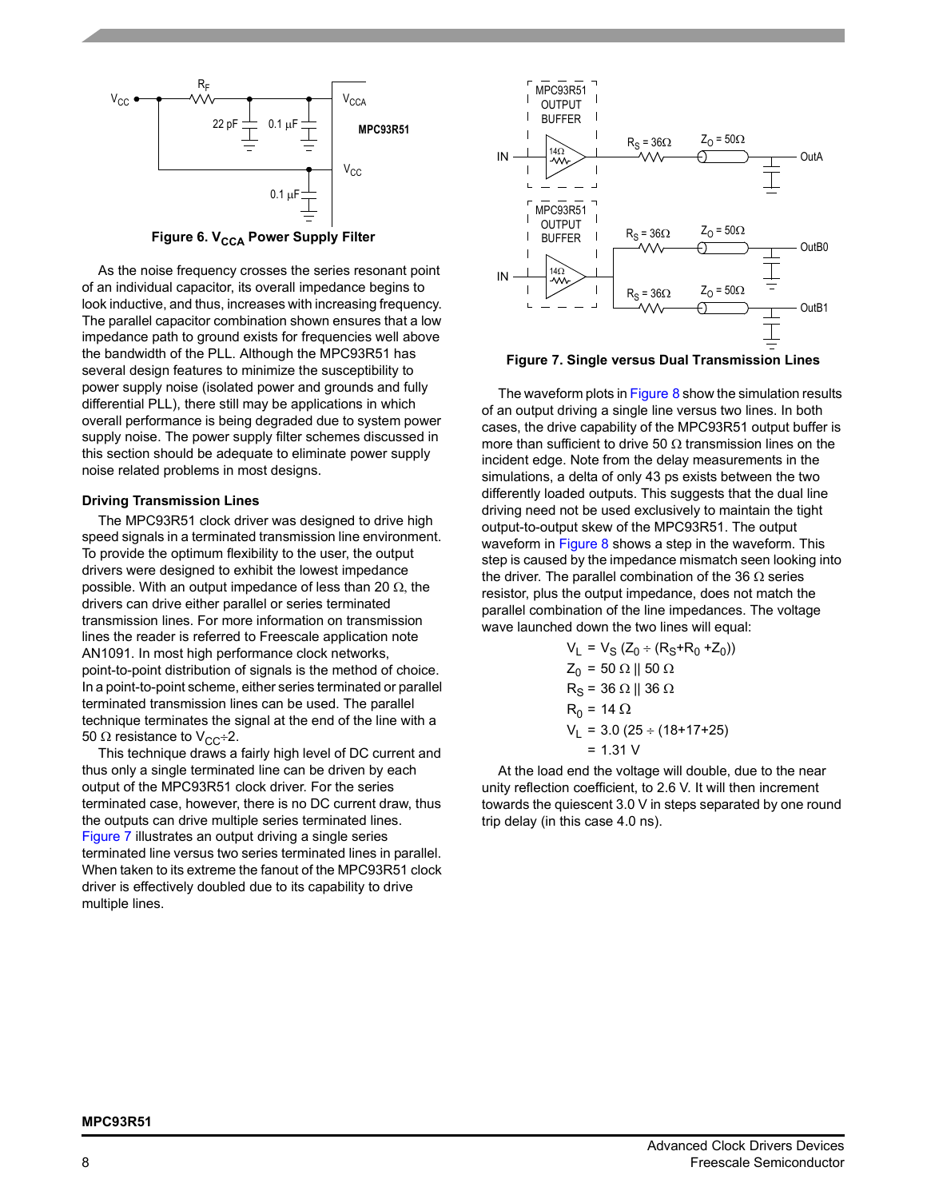Figure 6. $V_{CCA}$ Power Supply Filter

As the noise frequency crosses the series resonant point of an individual capacitor, its overall impedance begins to look inductive, and thus, increases with increasing frequency. The parallel capacitor combination shown ensures that a low impedance path to ground exists for frequencies well above the bandwidth of the PLL. Although the MPC93R51 has several design features to minimize the susceptibility to power supply noise (isolated power and grounds and fully differential PLL), there still may be applications in which overall performance is being degraded due to system power supply noise. The power supply filter schemes discussed in this section should be adequate to eliminate power supply noise related problems in most designs.

### Driving Transmission Lines

The MPC93R51 clock driver was designed to drive high speed signals in a terminated transmission line environment. To provide the optimum flexibility to the user, the output drivers were designed to exhibit the lowest impedance possible. With an output impedance of less than 20 Ω, the drivers can drive either parallel or series terminated transmission lines. For more information on transmission lines the reader is referred to Freescale application note AN1091. In most high performance clock networks, point-to-point distribution of signals is the method of choice. In a point-to-point scheme, either series terminated or parallel terminated transmission lines can be used. The parallel technique terminates the signal at the end of the line with a 50 Ω resistance to $V_{CC}$÷2.

This technique draws a fairly high level of DC current and thus only a single terminated line can be driven by each output of the MPC93R51 clock driver. For the series terminated case, however, there is no DC current draw, thus the outputs can drive multiple series terminated lines. Figure 7 illustrates an output driving a single series terminated line versus two series terminated lines in parallel. When taken to its extreme the fanout of the MPC93R51 clock driver is effectively doubled due to its capability to drive multiple lines.

Figure 7. Single versus Dual Transmission Lines

The waveform plots in Figure 8 show the simulation results of an output driving a single line versus two lines. In both cases, the drive capability of the MPC93R51 output buffer is more than sufficient to drive 50 Ω transmission lines on the incident edge. Note from the delay measurements in the simulations, a delta of only 43 ps exists between the two differently loaded outputs. This suggests that the dual line driving need not be used exclusively to maintain the tight output-to-output skew of the MPC93R51. The output waveform in Figure 8 shows a step in the waveform. This step is caused by the impedance mismatch seen looking into the driver. The parallel combination of the 36 Ω series resistor, plus the output impedance, does not match the parallel combination of the line impedances. The voltage wave launched down the two lines will equal:

$$
\begin{aligned}
V_L &= V_S (Z_0 \div (R_S + R_0 + Z_0)) \\
Z_0 &= 50\ \Omega \parallel 50\ \Omega \\
R_S &= 36\ \Omega \parallel 36\ \Omega \\
R_0 &= 14\ \Omega \\
V_L &= 3.0\ (25 \div (18+17+25)) \\
&= 1.31\ \text{V}
\end{aligned}
$$

At the load end the voltage will double, due to the near unity reflection coefficient, to 2.6 V. It will then increment towards the quiescent 3.0 V in steps separated by one round trip delay (in this case 4.0 ns).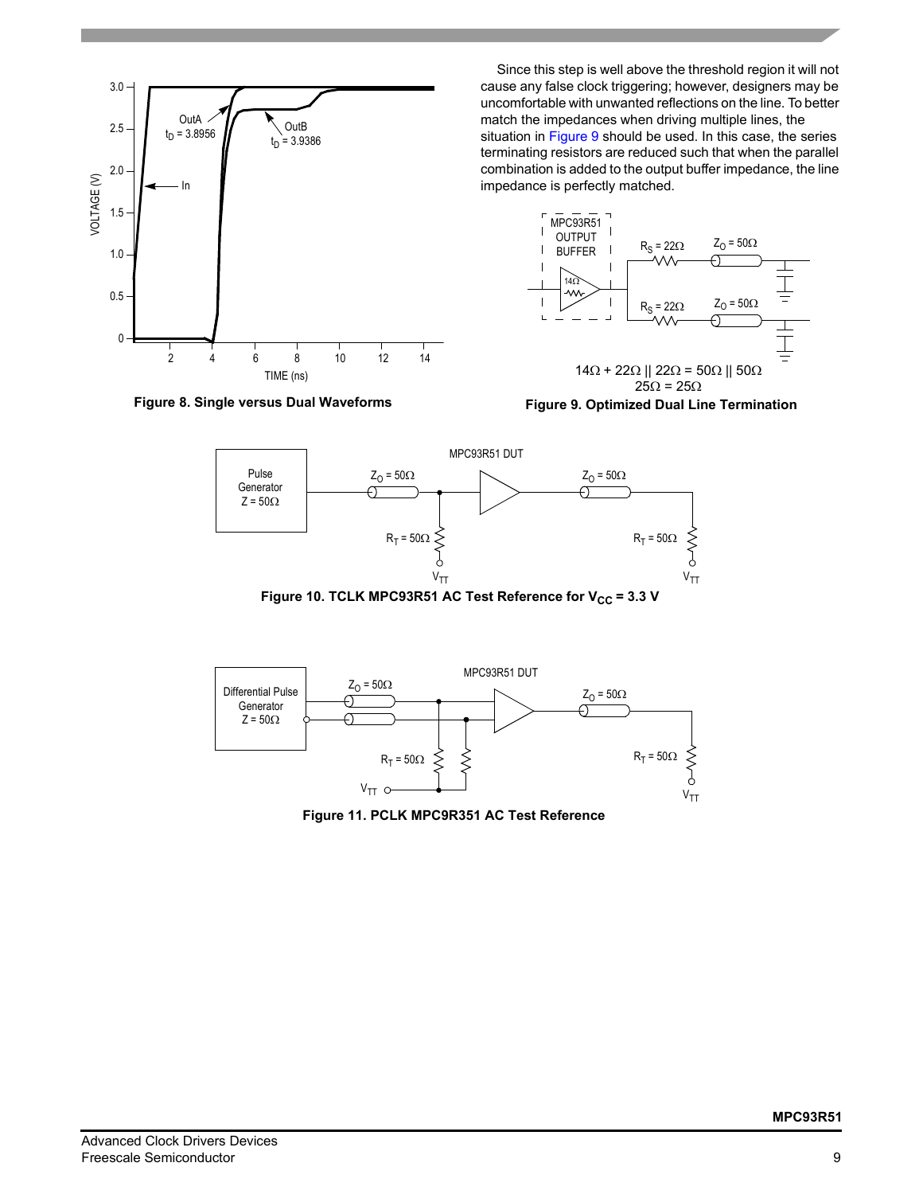Since this step is well above the threshold region it will not cause any false clock triggering; however, designers may be uncomfortable with unwanted reflections on the line. To better match the impedances when driving multiple lines, the situation in Figure 9 should be used. In this case, the series terminating resistors are reduced such that when the parallel combination is added to the output buffer impedance, the line impedance is perfectly matched.

**Figure 8. Single versus Dual Waveforms**

$$14\Omega + 22\Omega \parallel 22\Omega = 50\Omega \parallel 50\Omega$$
$$25\Omega = 25\Omega$$

**Figure 9. Optimized Dual Line Termination**

**Figure 10. TCLK MPC93R51 AC Test Reference for $V_{CC}$ = 3.3 V**

**Figure 11. PCLK MPC9R351 AC Test Reference**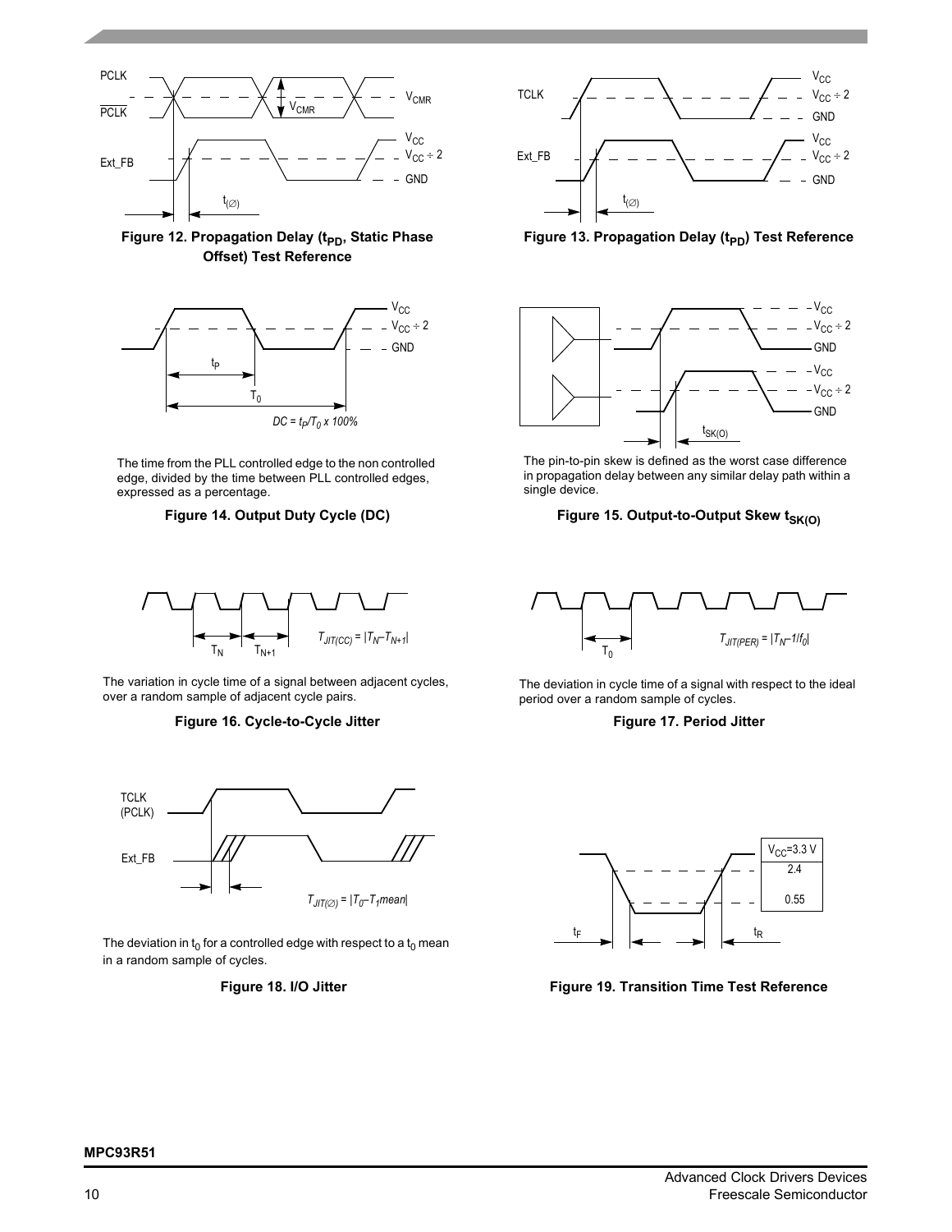Figure 12. Propagation Delay ($t_{PD}$, Static Phase Offset) Test Reference

Figure 13. Propagation Delay ($t_{PD}$) Test Reference

$DC = t_P/T_0 \times 100\%$

The time from the PLL controlled edge to the non controlled edge, divided by the time between PLL controlled edges, expressed as a percentage.

**Figure 14. Output Duty Cycle (DC)**

The pin-to-pin skew is defined as the worst case difference in propagation delay between any similar delay path within a single device.

**Figure 15. Output-to-Output Skew $t_{SK(O)}$**

$T_{JIT(CC)} = |T_N - T_{N+1}|$

The variation in cycle time of a signal between adjacent cycles, over a random sample of adjacent cycle pairs.

**Figure 16. Cycle-to-Cycle Jitter**

$T_{JIT(PER)} = |T_N - 1/f_0|$

The deviation in cycle time of a signal with respect to the ideal period over a random sample of cycles.

**Figure 17. Period Jitter**

$T_{JIT(\varnothing)} = |T_0 - T_1 mean|$

The deviation in $t_0$ for a controlled edge with respect to a $t_0$ mean in a random sample of cycles.

**Figure 18. I/O Jitter**

**Figure 19. Transition Time Test Reference**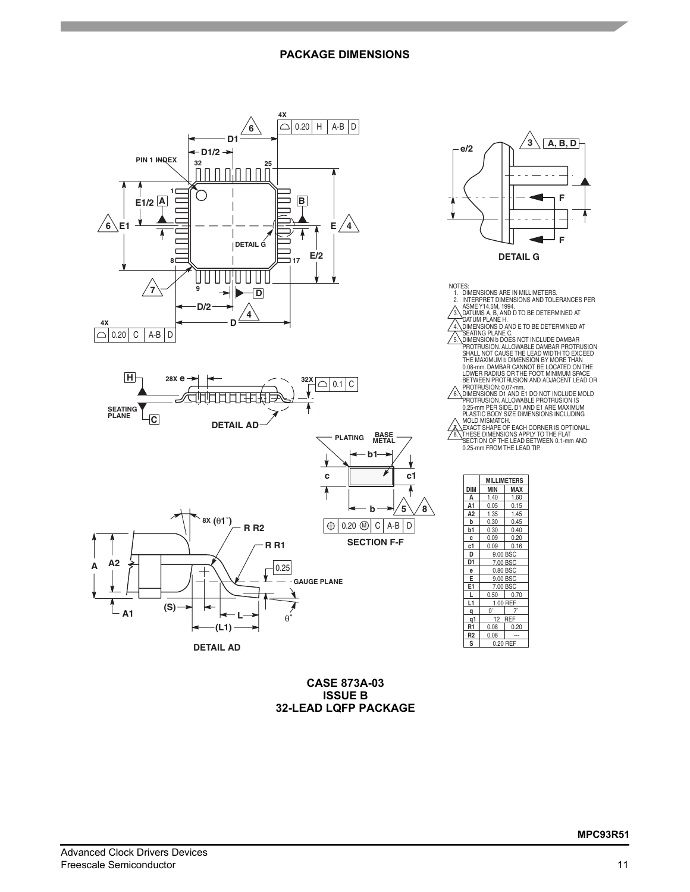## PACKAGE DIMENSIONS

NOTES:
1. DIMENSIONS ARE IN MILLIMETERS.
2. INTERPRET DIMENSIONS AND TOLERANCES PER ASME Y14.5M, 1994.
3. DATUMS A, B, AND D TO BE DETERMINED AT DATUM PLANE H.
4. DIMENSIONS D AND E TO BE DETERMINED AT SEATING PLANE C.
5. DIMENSION b DOES NOT INCLUDE DAMBAR PROTRUSION. ALLOWABLE DAMBAR PROTRUSION SHALL NOT CAUSE THE LEAD WIDTH TO EXCEED THE MAXIMUM b DIMENSION BY MORE THAN 0.08-mm. DAMBAR CANNOT BE LOCATED ON THE LOWER RADIUS OR THE FOOT. MINIMUM SPACE BETWEEN PROTRUSION AND ADJACENT LEAD OR PROTRUSION: 0.07-mm.
6. DIMENSIONS D1 AND E1 DO NOT INCLUDE MOLD PROTRUSION. ALLOWABLE PROTRUSION IS 0.25-mm PER SIDE. D1 AND E1 ARE MAXIMUM PLASTIC BODY SIZE DIMENSIONS INCLUDING MOLD MISMATCH.
7. EXACT SHAPE OF EACH CORNER IS OPTIONAL.
8. THESE DIMENSIONS APPLY TO THE FLAT SECTION OF THE LEAD BETWEEN 0.1-mm AND 0.25-mm FROM THE LEAD TIP.

| DIM | MILLIMETERS MIN | MILLIMETERS MAX |
|---|---|---|
| A | 1.40 | 1.60 |
| A1 | 0.05 | 0.15 |
| A2 | 1.35 | 1.45 |
| b | 0.30 | 0.45 |
| b1 | 0.30 | 0.40 |
| c | 0.09 | 0.20 |
| c1 | 0.09 | 0.16 |
| D | 9.00 BSC | |
| D1 | 7.00 BSC | |
| e | 0.80 BSC | |
| E | 9.00 BSC | |
| E1 | 7.00 BSC | |
| L | 0.50 | 0.70 |
| L1 | 1.00 REF | |
| q | 0° | 7° |
| q1 | 12 REF | |
| R1 | 0.08 | 0.20 |
| R2 | 0.08 | --- |
| S | 0.20 REF | |

**CASE 873A-03**
**ISSUE B**
**32-LEAD LQFP PACKAGE**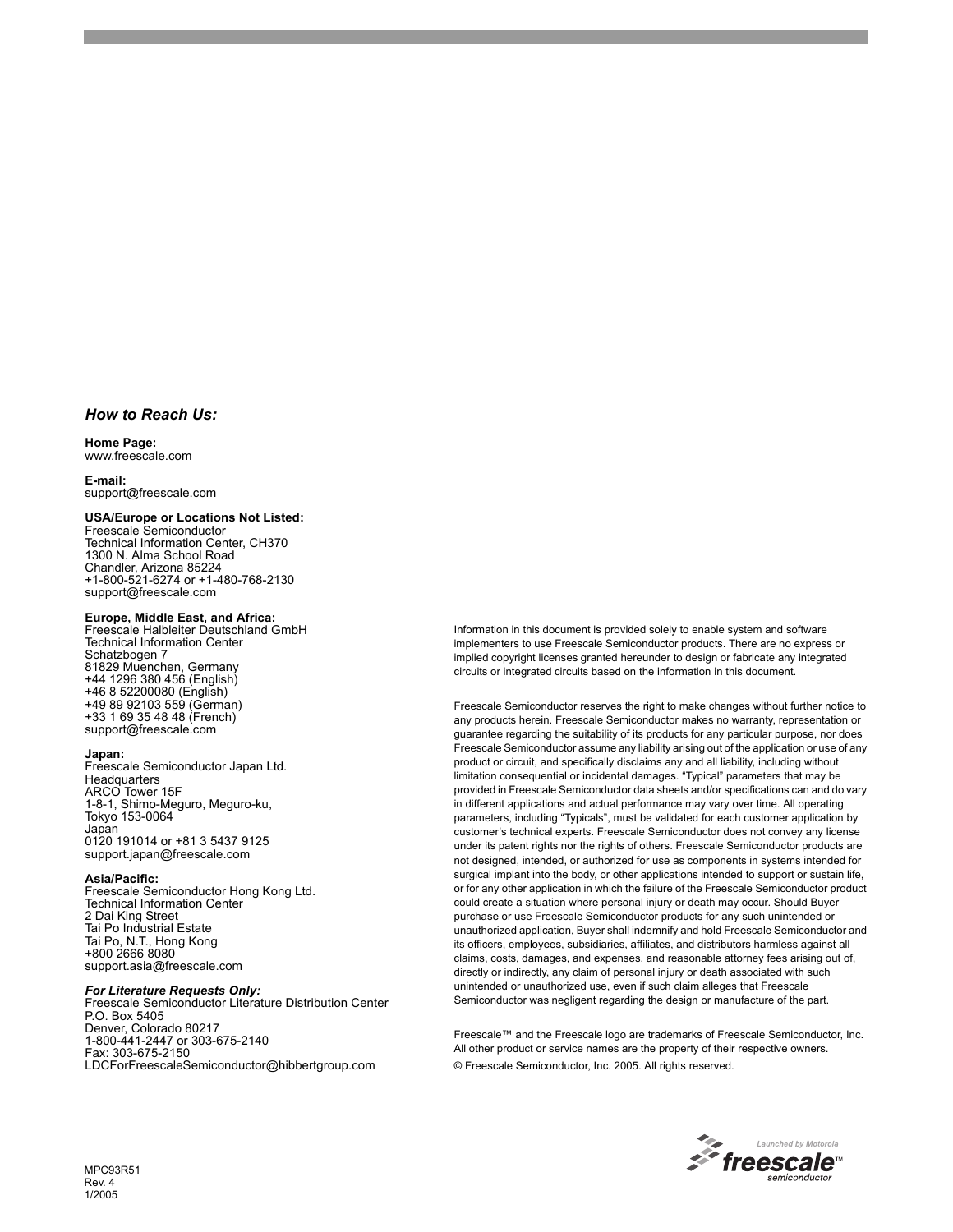*How to Reach Us:*

**Home Page:**
www.freescale.com

**E-mail:**
support@freescale.com

**USA/Europe or Locations Not Listed:**
Freescale Semiconductor
Technical Information Center, CH370
1300 N. Alma School Road
Chandler, Arizona 85224
+1-800-521-6274 or +1-480-768-2130
support@freescale.com

**Europe, Middle East, and Africa:**
Freescale Halbleiter Deutschland GmbH
Technical Information Center
Schatzbogen 7
81829 Muenchen, Germany
+44 1296 380 456 (English)
+46 8 52200080 (English)
+49 89 92103 559 (German)
+33 1 69 35 48 48 (French)
support@freescale.com

**Japan:**
Freescale Semiconductor Japan Ltd.
Headquarters
ARCO Tower 15F
1-8-1, Shimo-Meguro, Meguro-ku,
Tokyo 153-0064
Japan
0120 191014 or +81 3 5437 9125
support.japan@freescale.com

**Asia/Pacific:**
Freescale Semiconductor Hong Kong Ltd.
Technical Information Center
2 Dai King Street
Tai Po Industrial Estate
Tai Po, N.T., Hong Kong
+800 2666 8080
support.asia@freescale.com

***For Literature Requests Only:***
Freescale Semiconductor Literature Distribution Center
P.O. Box 5405
Denver, Colorado 80217
1-800-441-2447 or 303-675-2140
Fax: 303-675-2150
LDCForFreescaleSemiconductor@hibbertgroup.com

Information in this document is provided solely to enable system and software implementers to use Freescale Semiconductor products. There are no express or implied copyright licenses granted hereunder to design or fabricate any integrated circuits or integrated circuits based on the information in this document.

Freescale Semiconductor reserves the right to make changes without further notice to any products herein. Freescale Semiconductor makes no warranty, representation or guarantee regarding the suitability of its products for any particular purpose, nor does Freescale Semiconductor assume any liability arising out of the application or use of any product or circuit, and specifically disclaims any and all liability, including without limitation consequential or incidental damages. “Typical” parameters that may be provided in Freescale Semiconductor data sheets and/or specifications can and do vary in different applications and actual performance may vary over time. All operating parameters, including “Typicals”, must be validated for each customer application by customer’s technical experts. Freescale Semiconductor does not convey any license under its patent rights nor the rights of others. Freescale Semiconductor products are not designed, intended, or authorized for use as components in systems intended for surgical implant into the body, or other applications intended to support or sustain life, or for any other application in which the failure of the Freescale Semiconductor product could create a situation where personal injury or death may occur. Should Buyer purchase or use Freescale Semiconductor products for any such unintended or unauthorized application, Buyer shall indemnify and hold Freescale Semiconductor and its officers, employees, subsidiaries, affiliates, and distributors harmless against all claims, costs, damages, and expenses, and reasonable attorney fees arising out of, directly or indirectly, any claim of personal injury or death associated with such unintended or unauthorized use, even if such claim alleges that Freescale Semiconductor was negligent regarding the design or manufacture of the part.

Freescale™ and the Freescale logo are trademarks of Freescale Semiconductor, Inc. All other product or service names are the property of their respective owners.

© Freescale Semiconductor, Inc. 2005. All rights reserved.

MPC93R51
Rev. 4
1/2005